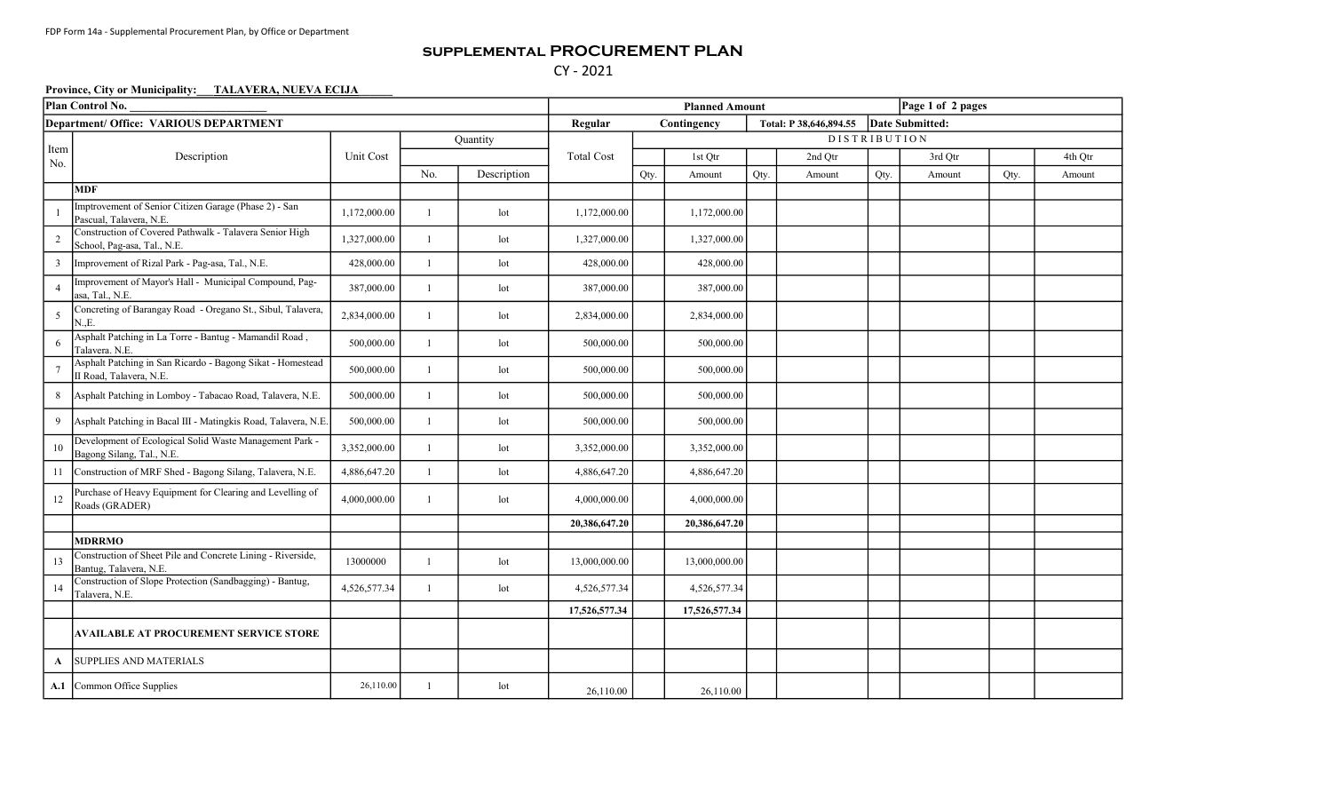FDP Form 14a - Supplemental Procurement Plan, by Office or Department

# SUPPLEMENTAL PROCUREMENT PLAN

CY - 2021

**Province, City or Municipality: TALAVERA, NUEVA ECIJA**

| Plan Control No. ___ | | | | | Planned Amount | | | | | Page 1 of 2 pages | | | |
|---|---|---|---|---|---|---|---|---|---|---|---|---|---|
| **Department/ Office: VARIOUS DEPARTMENT** | | | | | Regular | Contingency | | Total: P 38,646,894.55 | | Date Submitted: | | | |
| Item No. | Description | Unit Cost | Quantity | | Total Cost | DISTRIBUTION | | | | | | | |
| | | | | | | | 1st Qtr | | 2nd Qtr | | 3rd Qtr | | 4th Qtr |
| | | | No. | Description | | Qty. | Amount | Qty. | Amount | Qty. | Amount | Qty. | Amount |
| | **MDF** | | | | | | | | | | | | |
| 1 | Imptrovement of Senior Citizen Garage (Phase 2) - San Pascual, Talavera, N.E. | 1,172,000.00 | 1 | lot | 1,172,000.00 | | 1,172,000.00 | | | | | | |
| 2 | Construction of Covered Pathwalk - Talavera Senior High School, Pag-asa, Tal., N.E. | 1,327,000.00 | 1 | lot | 1,327,000.00 | | 1,327,000.00 | | | | | | |
| 3 | Improvement of Rizal Park - Pag-asa, Tal., N.E. | 428,000.00 | 1 | lot | 428,000.00 | | 428,000.00 | | | | | | |
| 4 | Improvement of Mayor's Hall - Municipal Compound, Pag-asa, Tal., N.E. | 387,000.00 | 1 | lot | 387,000.00 | | 387,000.00 | | | | | | |
| 5 | Concreting of Barangay Road - Oregano St., Sibul, Talavera, N.,E. | 2,834,000.00 | 1 | lot | 2,834,000.00 | | 2,834,000.00 | | | | | | |
| 6 | Asphalt Patching in La Torre - Bantug - Mamandil Road , Talavera. N.E. | 500,000.00 | 1 | lot | 500,000.00 | | 500,000.00 | | | | | | |
| 7 | Asphalt Patching in San Ricardo - Bagong Sikat - Homestead II Road, Talavera, N.E. | 500,000.00 | 1 | lot | 500,000.00 | | 500,000.00 | | | | | | |
| 8 | Asphalt Patching in Lomboy - Tabacao Road, Talavera, N.E. | 500,000.00 | 1 | lot | 500,000.00 | | 500,000.00 | | | | | | |
| 9 | Asphalt Patching in Bacal III - Matingkis Road, Talavera, N.E. | 500,000.00 | 1 | lot | 500,000.00 | | 500,000.00 | | | | | | |
| 10 | Development of Ecological Solid Waste Management Park - Bagong Silang, Tal., N.E. | 3,352,000.00 | 1 | lot | 3,352,000.00 | | 3,352,000.00 | | | | | | |
| 11 | Construction of MRF Shed - Bagong Silang, Talavera, N.E. | 4,886,647.20 | 1 | lot | 4,886,647.20 | | 4,886,647.20 | | | | | | |
| 12 | Purchase of Heavy Equipment for Clearing and Levelling of Roads (GRADER) | 4,000,000.00 | 1 | lot | 4,000,000.00 | | 4,000,000.00 | | | | | | |
| | | | | | **20,386,647.20** | | **20,386,647.20** | | | | | | |
| | **MDRRMO** | | | | | | | | | | | | |
| 13 | Construction of Sheet Pile and Concrete Lining - Riverside, Bantug, Talavera, N.E. | 13000000 | 1 | lot | 13,000,000.00 | | 13,000,000.00 | | | | | | |
| 14 | Construction of Slope Protection (Sandbagging) - Bantug, Talavera, N.E. | 4,526,577.34 | 1 | lot | 4,526,577.34 | | 4,526,577.34 | | | | | | |
| | | | | | **17,526,577.34** | | **17,526,577.34** | | | | | | |
| | **AVAILABLE AT PROCUREMENT SERVICE STORE** | | | | | | | | | | | | |
| **A** | SUPPLIES AND MATERIALS | | | | | | | | | | | | |
| **A.1** | Common Office Supplies | 26,110.00 | 1 | lot | 26,110.00 | | 26,110.00 | | | | | | |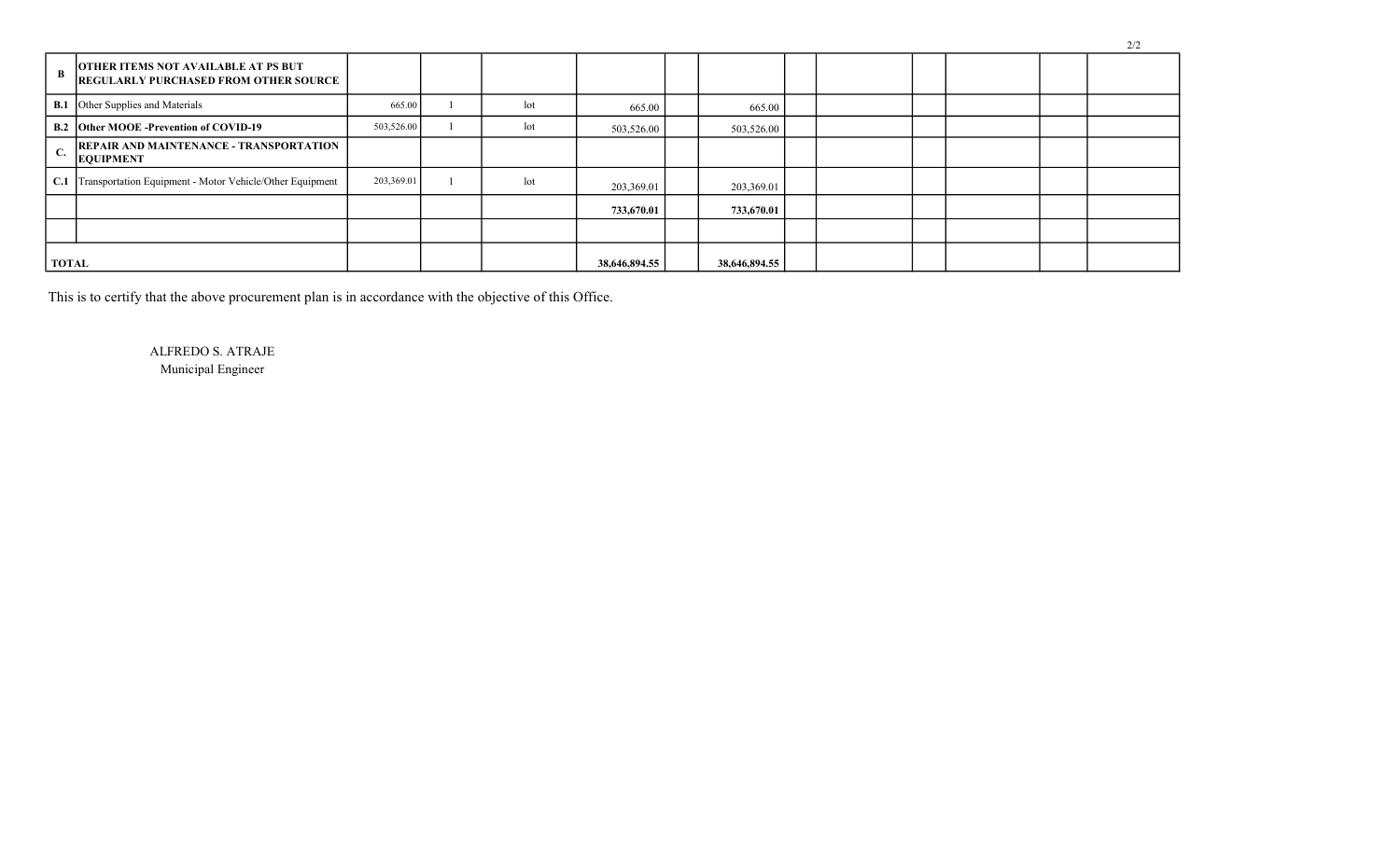| | | | | | | | | | | | | | | |
|---|---|---|---|---|---|---|---|---|---|---|---|---|---|---|
| **B** | **OTHER ITEMS NOT AVAILABLE AT PS BUT REGULARLY PURCHASED FROM OTHER SOURCE** | | | | | | | | | | | | | |
| **B.1** | Other Supplies and Materials | 665.00 | 1 | lot | 665.00 | | 665.00 | | | | | | | |
| **B.2** | **Other MOOE -Prevention of COVID-19** | 503,526.00 | 1 | lot | 503,526.00 | | 503,526.00 | | | | | | | |
| **C.** | **REPAIR AND MAINTENANCE - TRANSPORTATION EQUIPMENT** | | | | | | | | | | | | | |
| **C.1** | Transportation Equipment - Motor Vehicle/Other Equipment | 203,369.01 | 1 | lot | 203,369.01 | | 203,369.01 | | | | | | | |
| | | | | | **733,670.01** | | **733,670.01** | | | | | | | |
| | | | | | | | | | | | | | | |
| **TOTAL** | | | | | **38,646,894.55** | | **38,646,894.55** | | | | | | | |

This is to certify that the above procurement plan is in accordance with the objective of this Office.

ALFREDO S. ATRAJE
Municipal Engineer